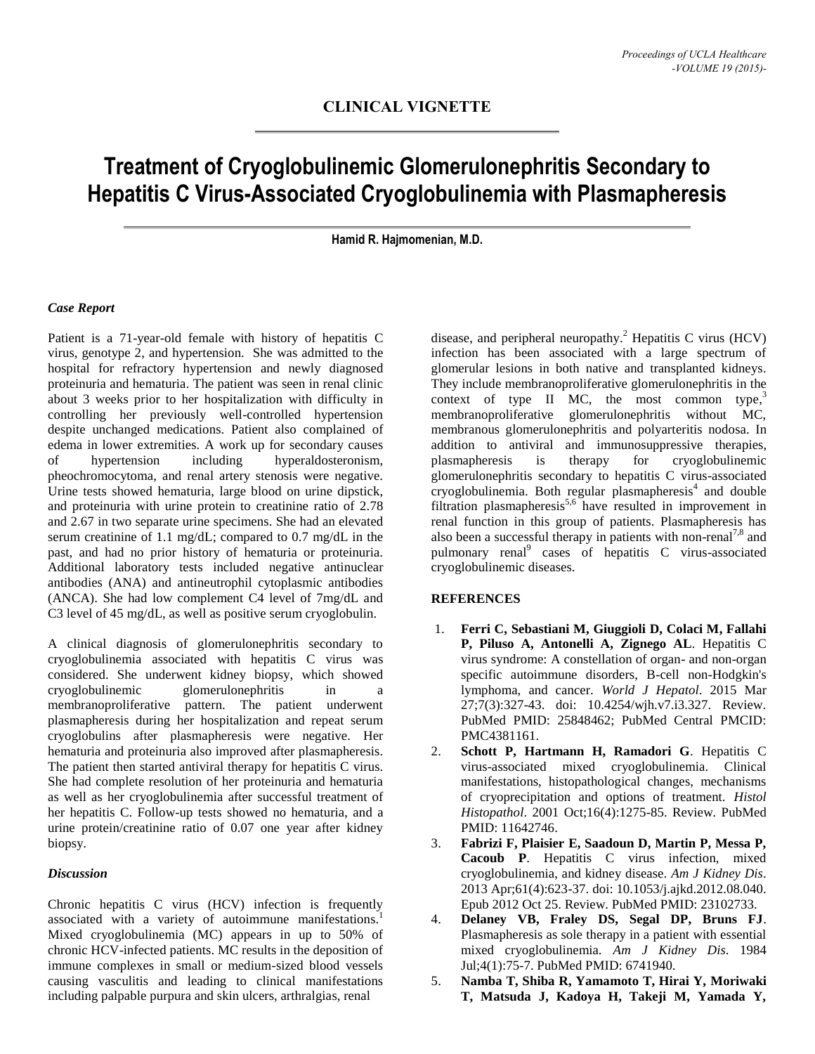## CLINICAL VIGNETTE

# Treatment of Cryoglobulinemic Glomerulonephritis Secondary to Hepatitis C Virus-Associated Cryoglobulinemia with Plasmapheresis

**Hamid R. Hajmomenian, M.D.**

### *Case Report*

Patient is a 71-year-old female with history of hepatitis C virus, genotype 2, and hypertension. She was admitted to the hospital for refractory hypertension and newly diagnosed proteinuria and hematuria. The patient was seen in renal clinic about 3 weeks prior to her hospitalization with difficulty in controlling her previously well-controlled hypertension despite unchanged medications. Patient also complained of edema in lower extremities. A work up for secondary causes of hypertension including hyperaldosteronism, pheochromocytoma, and renal artery stenosis were negative. Urine tests showed hematuria, large blood on urine dipstick, and proteinuria with urine protein to creatinine ratio of 2.78 and 2.67 in two separate urine specimens. She had an elevated serum creatinine of 1.1 mg/dL; compared to 0.7 mg/dL in the past, and had no prior history of hematuria or proteinuria. Additional laboratory tests included negative antinuclear antibodies (ANA) and antineutrophil cytoplasmic antibodies (ANCA). She had low complement C4 level of 7mg/dL and C3 level of 45 mg/dL, as well as positive serum cryoglobulin.

A clinical diagnosis of glomerulonephritis secondary to cryoglobulinemia associated with hepatitis C virus was considered. She underwent kidney biopsy, which showed cryoglobulinemic glomerulonephritis in a membranoproliferative pattern. The patient underwent plasmapheresis during her hospitalization and repeat serum cryoglobulins after plasmapheresis were negative. Her hematuria and proteinuria also improved after plasmapheresis. The patient then started antiviral therapy for hepatitis C virus. She had complete resolution of her proteinuria and hematuria as well as her cryoglobulinemia after successful treatment of her hepatitis C. Follow-up tests showed no hematuria, and a urine protein/creatinine ratio of 0.07 one year after kidney biopsy.

### *Discussion*

Chronic hepatitis C virus (HCV) infection is frequently associated with a variety of autoimmune manifestations.[1] Mixed cryoglobulinemia (MC) appears in up to 50% of chronic HCV-infected patients. MC results in the deposition of immune complexes in small or medium-sized blood vessels causing vasculitis and leading to clinical manifestations including palpable purpura and skin ulcers, arthralgias, renal disease, and peripheral neuropathy.[2] Hepatitis C virus (HCV) infection has been associated with a large spectrum of glomerular lesions in both native and transplanted kidneys. They include membranoproliferative glomerulonephritis in the context of type II MC, the most common type,[3] membranoproliferative glomerulonephritis without MC, membranous glomerulonephritis and polyarteritis nodosa. In addition to antiviral and immunosuppressive therapies, plasmapheresis is therapy for cryoglobulinemic glomerulonephritis secondary to hepatitis C virus-associated cryoglobulinemia. Both regular plasmapheresis[4] and double filtration plasmapheresis[5,6] have resulted in improvement in renal function in this group of patients. Plasmapheresis has also been a successful therapy in patients with non-renal[7,8] and pulmonary renal[9] cases of hepatitis C virus-associated cryoglobulinemic diseases.

### REFERENCES

1. **Ferri C, Sebastiani M, Giuggioli D, Colaci M, Fallahi P, Piluso A, Antonelli A, Zignego AL**. Hepatitis C virus syndrome: A constellation of organ- and non-organ specific autoimmune disorders, B-cell non-Hodgkin's lymphoma, and cancer. *World J Hepatol*. 2015 Mar 27;7(3):327-43. doi: 10.4254/wjh.v7.i3.327. Review. PubMed PMID: 25848462; PubMed Central PMCID: PMC4381161.
2. **Schott P, Hartmann H, Ramadori G**. Hepatitis C virus-associated mixed cryoglobulinemia. Clinical manifestations, histopathological changes, mechanisms of cryoprecipitation and options of treatment. *Histol Histopathol*. 2001 Oct;16(4):1275-85. Review. PubMed PMID: 11642746.
3. **Fabrizi F, Plaisier E, Saadoun D, Martin P, Messa P, Cacoub P**. Hepatitis C virus infection, mixed cryoglobulinemia, and kidney disease. *Am J Kidney Dis*. 2013 Apr;61(4):623-37. doi: 10.1053/j.ajkd.2012.08.040. Epub 2012 Oct 25. Review. PubMed PMID: 23102733.
4. **Delaney VB, Fraley DS, Segal DP, Bruns FJ**. Plasmapheresis as sole therapy in a patient with essential mixed cryoglobulinemia. *Am J Kidney Dis*. 1984 Jul;4(1):75-7. PubMed PMID: 6741940.
5. **Namba T, Shiba R, Yamamoto T, Hirai Y, Moriwaki T, Matsuda J, Kadoya H, Takeji M, Yamada Y,**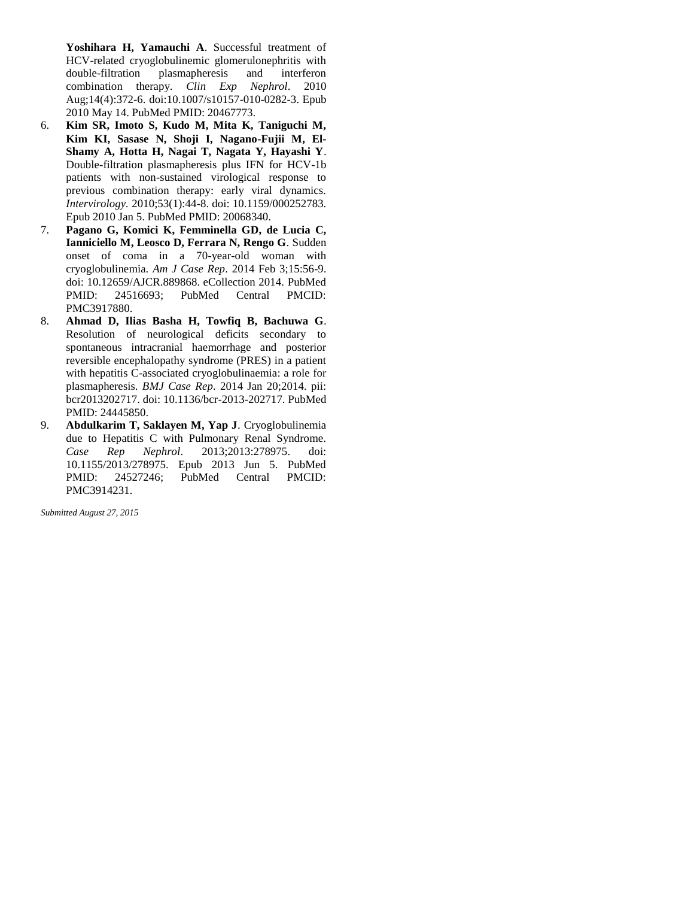**Yoshihara H, Yamauchi A**. Successful treatment of HCV-related cryoglobulinemic glomerulonephritis with double-filtration plasmapheresis and interferon combination therapy. *Clin Exp Nephrol*. 2010 Aug;14(4):372-6. doi:10.1007/s10157-010-0282-3. Epub 2010 May 14. PubMed PMID: 20467773.

6. **Kim SR, Imoto S, Kudo M, Mita K, Taniguchi M, Kim KI, Sasase N, Shoji I, Nagano-Fujii M, El-Shamy A, Hotta H, Nagai T, Nagata Y, Hayashi Y**. Double-filtration plasmapheresis plus IFN for HCV-1b patients with non-sustained virological response to previous combination therapy: early viral dynamics. *Intervirology*. 2010;53(1):44-8. doi: 10.1159/000252783. Epub 2010 Jan 5. PubMed PMID: 20068340.
7. **Pagano G, Komici K, Femminella GD, de Lucia C, Ianniciello M, Leosco D, Ferrara N, Rengo G**. Sudden onset of coma in a 70-year-old woman with cryoglobulinemia. *Am J Case Rep*. 2014 Feb 3;15:56-9. doi: 10.12659/AJCR.889868. eCollection 2014. PubMed PMID: 24516693; PubMed Central PMCID: PMC3917880.
8. **Ahmad D, Ilias Basha H, Towfiq B, Bachuwa G**. Resolution of neurological deficits secondary to spontaneous intracranial haemorrhage and posterior reversible encephalopathy syndrome (PRES) in a patient with hepatitis C-associated cryoglobulinaemia: a role for plasmapheresis. *BMJ Case Rep*. 2014 Jan 20;2014. pii: bcr2013202717. doi: 10.1136/bcr-2013-202717. PubMed PMID: 24445850.
9. **Abdulkarim T, Saklayen M, Yap J**. Cryoglobulinemia due to Hepatitis C with Pulmonary Renal Syndrome. *Case Rep Nephrol*. 2013;2013:278975. doi: 10.1155/2013/278975. Epub 2013 Jun 5. PubMed PMID: 24527246; PubMed Central PMCID: PMC3914231.

*Submitted August 27, 2015*